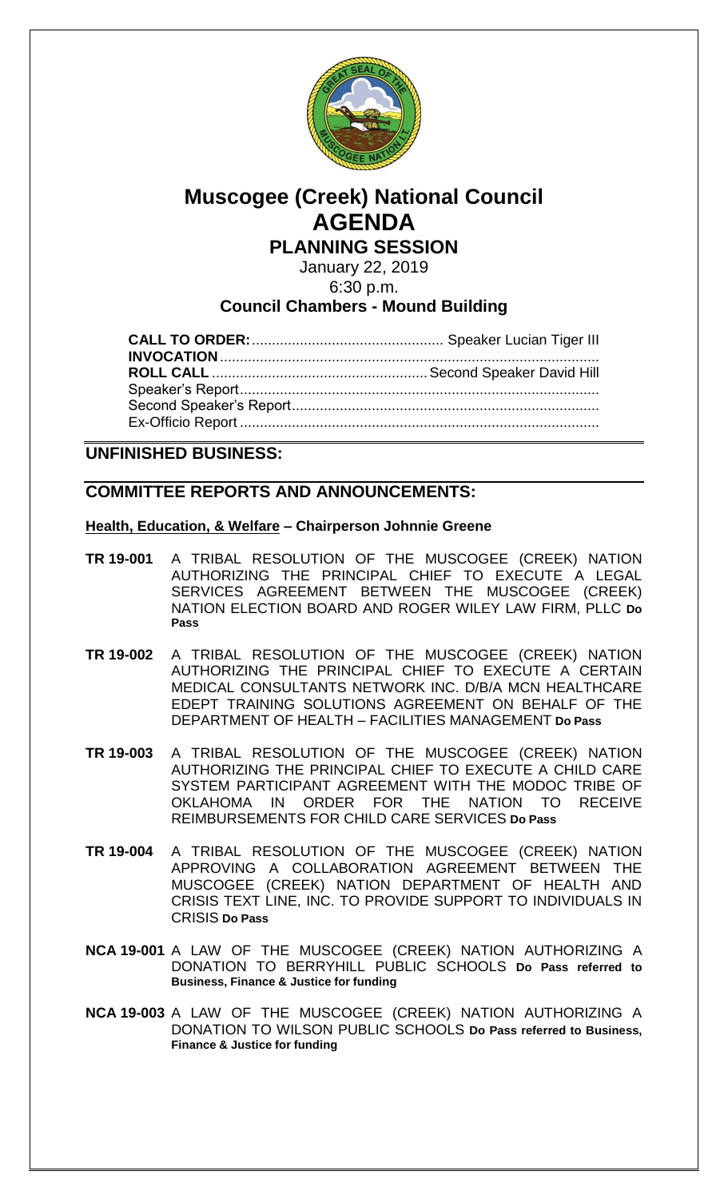# Muscogee (Creek) National Council
# AGENDA
## PLANNING SESSION

January 22, 2019
6:30 p.m.

**Council Chambers - Mound Building**

**CALL TO ORDER:** ................................................ Speaker Lucian Tiger III
**INVOCATION** ..............................................................................................
**ROLL CALL** ...................................................... Second Speaker David Hill
Speaker's Report.........................................................................................
Second Speaker's Report............................................................................
Ex-Officio Report ........................................................................................

## UNFINISHED BUSINESS:

## COMMITTEE REPORTS AND ANNOUNCEMENTS:

**Health, Education, & Welfare – Chairperson Johnnie Greene**

**TR 19-001** A TRIBAL RESOLUTION OF THE MUSCOGEE (CREEK) NATION AUTHORIZING THE PRINCIPAL CHIEF TO EXECUTE A LEGAL SERVICES AGREEMENT BETWEEN THE MUSCOGEE (CREEK) NATION ELECTION BOARD AND ROGER WILEY LAW FIRM, PLLC **Do Pass**

**TR 19-002** A TRIBAL RESOLUTION OF THE MUSCOGEE (CREEK) NATION AUTHORIZING THE PRINCIPAL CHIEF TO EXECUTE A CERTAIN MEDICAL CONSULTANTS NETWORK INC. D/B/A MCN HEALTHCARE EDEPT TRAINING SOLUTIONS AGREEMENT ON BEHALF OF THE DEPARTMENT OF HEALTH – FACILITIES MANAGEMENT **Do Pass**

**TR 19-003** A TRIBAL RESOLUTION OF THE MUSCOGEE (CREEK) NATION AUTHORIZING THE PRINCIPAL CHIEF TO EXECUTE A CHILD CARE SYSTEM PARTICIPANT AGREEMENT WITH THE MODOC TRIBE OF OKLAHOMA IN ORDER FOR THE NATION TO RECEIVE REIMBURSEMENTS FOR CHILD CARE SERVICES **Do Pass**

**TR 19-004** A TRIBAL RESOLUTION OF THE MUSCOGEE (CREEK) NATION APPROVING A COLLABORATION AGREEMENT BETWEEN THE MUSCOGEE (CREEK) NATION DEPARTMENT OF HEALTH AND CRISIS TEXT LINE, INC. TO PROVIDE SUPPORT TO INDIVIDUALS IN CRISIS **Do Pass**

**NCA 19-001** A LAW OF THE MUSCOGEE (CREEK) NATION AUTHORIZING A DONATION TO BERRYHILL PUBLIC SCHOOLS **Do Pass referred to Business, Finance & Justice for funding**

**NCA 19-003** A LAW OF THE MUSCOGEE (CREEK) NATION AUTHORIZING A DONATION TO WILSON PUBLIC SCHOOLS **Do Pass referred to Business, Finance & Justice for funding**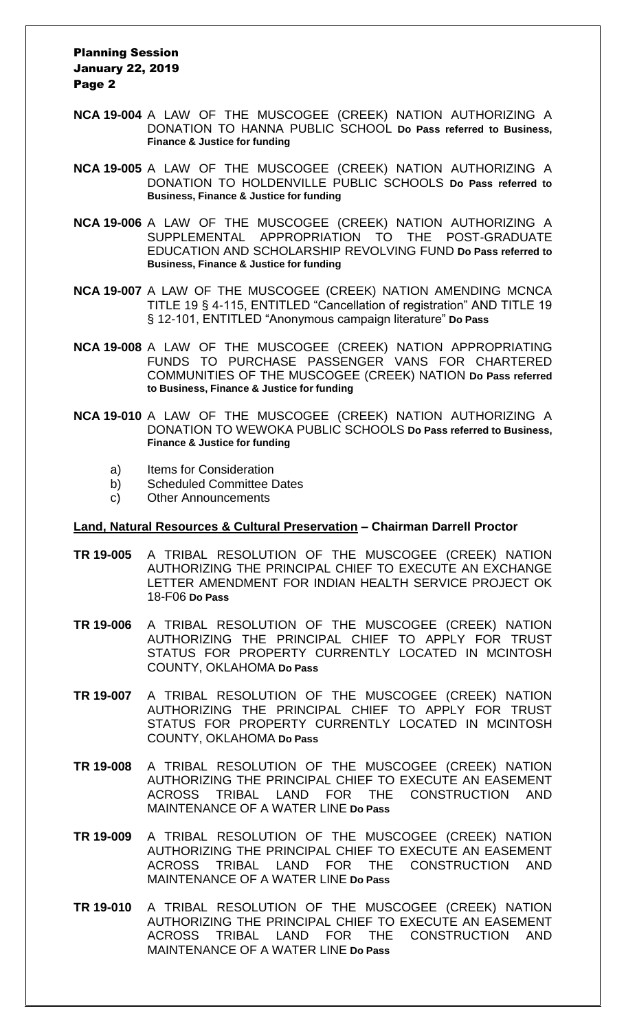**NCA 19-004** A LAW OF THE MUSCOGEE (CREEK) NATION AUTHORIZING A DONATION TO HANNA PUBLIC SCHOOL **Do Pass referred to Business, Finance & Justice for funding**

**NCA 19-005** A LAW OF THE MUSCOGEE (CREEK) NATION AUTHORIZING A DONATION TO HOLDENVILLE PUBLIC SCHOOLS **Do Pass referred to Business, Finance & Justice for funding**

**NCA 19-006** A LAW OF THE MUSCOGEE (CREEK) NATION AUTHORIZING A SUPPLEMENTAL APPROPRIATION TO THE POST-GRADUATE EDUCATION AND SCHOLARSHIP REVOLVING FUND **Do Pass referred to Business, Finance & Justice for funding**

**NCA 19-007** A LAW OF THE MUSCOGEE (CREEK) NATION AMENDING MCNCA TITLE 19 § 4-115, ENTITLED "Cancellation of registration" AND TITLE 19 § 12-101, ENTITLED "Anonymous campaign literature" **Do Pass**

**NCA 19-008** A LAW OF THE MUSCOGEE (CREEK) NATION APPROPRIATING FUNDS TO PURCHASE PASSENGER VANS FOR CHARTERED COMMUNITIES OF THE MUSCOGEE (CREEK) NATION **Do Pass referred to Business, Finance & Justice for funding**

**NCA 19-010** A LAW OF THE MUSCOGEE (CREEK) NATION AUTHORIZING A DONATION TO WEWOKA PUBLIC SCHOOLS **Do Pass referred to Business, Finance & Justice for funding**

a) Items for Consideration
b) Scheduled Committee Dates
c) Other Announcements

**Land, Natural Resources & Cultural Preservation – Chairman Darrell Proctor**

**TR 19-005** A TRIBAL RESOLUTION OF THE MUSCOGEE (CREEK) NATION AUTHORIZING THE PRINCIPAL CHIEF TO EXECUTE AN EXCHANGE LETTER AMENDMENT FOR INDIAN HEALTH SERVICE PROJECT OK 18-F06 **Do Pass**

**TR 19-006** A TRIBAL RESOLUTION OF THE MUSCOGEE (CREEK) NATION AUTHORIZING THE PRINCIPAL CHIEF TO APPLY FOR TRUST STATUS FOR PROPERTY CURRENTLY LOCATED IN MCINTOSH COUNTY, OKLAHOMA **Do Pass**

**TR 19-007** A TRIBAL RESOLUTION OF THE MUSCOGEE (CREEK) NATION AUTHORIZING THE PRINCIPAL CHIEF TO APPLY FOR TRUST STATUS FOR PROPERTY CURRENTLY LOCATED IN MCINTOSH COUNTY, OKLAHOMA **Do Pass**

**TR 19-008** A TRIBAL RESOLUTION OF THE MUSCOGEE (CREEK) NATION AUTHORIZING THE PRINCIPAL CHIEF TO EXECUTE AN EASEMENT ACROSS TRIBAL LAND FOR THE CONSTRUCTION AND MAINTENANCE OF A WATER LINE **Do Pass**

**TR 19-009** A TRIBAL RESOLUTION OF THE MUSCOGEE (CREEK) NATION AUTHORIZING THE PRINCIPAL CHIEF TO EXECUTE AN EASEMENT ACROSS TRIBAL LAND FOR THE CONSTRUCTION AND MAINTENANCE OF A WATER LINE **Do Pass**

**TR 19-010** A TRIBAL RESOLUTION OF THE MUSCOGEE (CREEK) NATION AUTHORIZING THE PRINCIPAL CHIEF TO EXECUTE AN EASEMENT ACROSS TRIBAL LAND FOR THE CONSTRUCTION AND MAINTENANCE OF A WATER LINE **Do Pass**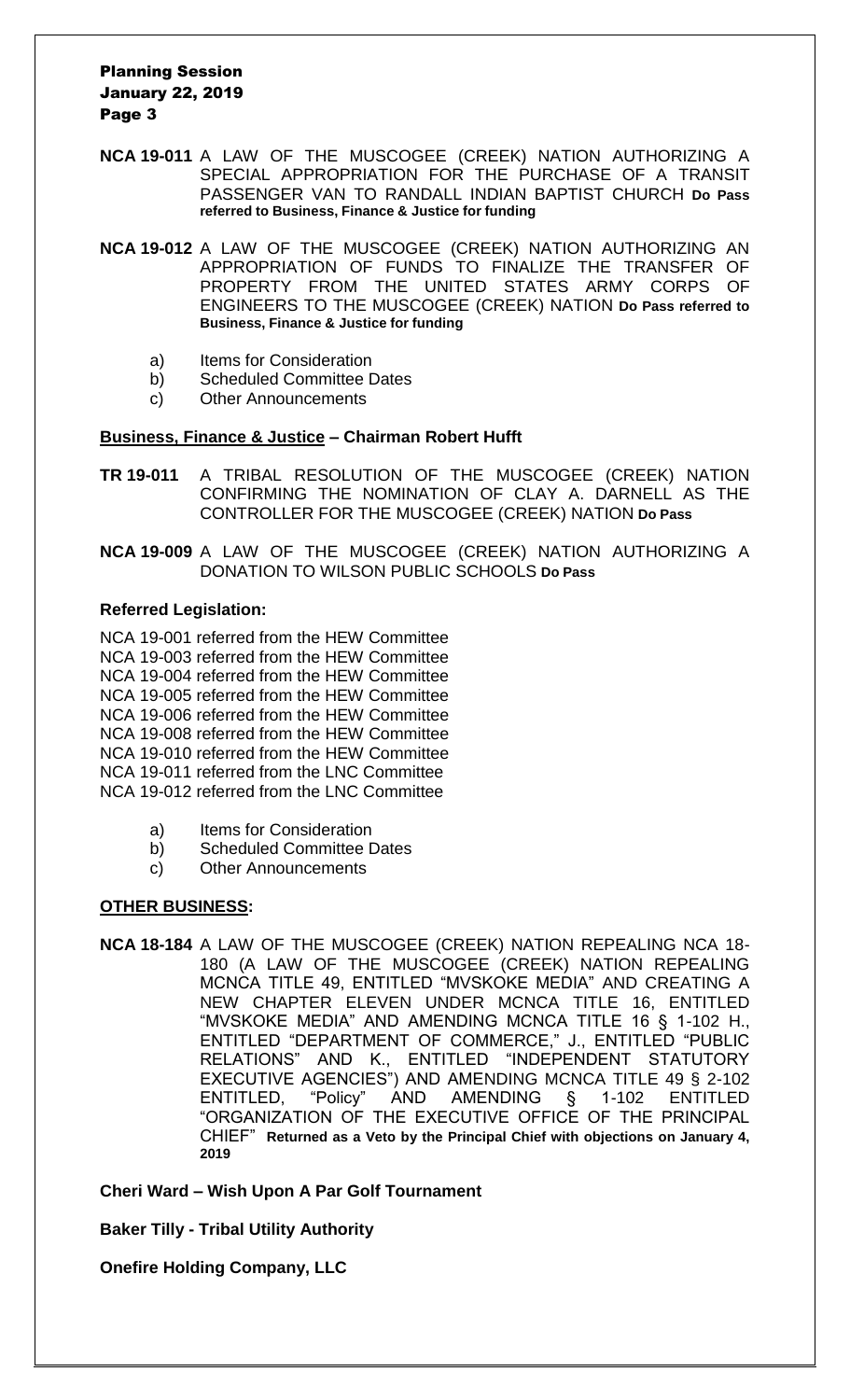**NCA 19-011** A LAW OF THE MUSCOGEE (CREEK) NATION AUTHORIZING A SPECIAL APPROPRIATION FOR THE PURCHASE OF A TRANSIT PASSENGER VAN TO RANDALL INDIAN BAPTIST CHURCH **Do Pass referred to Business, Finance & Justice for funding**

**NCA 19-012** A LAW OF THE MUSCOGEE (CREEK) NATION AUTHORIZING AN APPROPRIATION OF FUNDS TO FINALIZE THE TRANSFER OF PROPERTY FROM THE UNITED STATES ARMY CORPS OF ENGINEERS TO THE MUSCOGEE (CREEK) NATION **Do Pass referred to Business, Finance & Justice for funding**

a) Items for Consideration
b) Scheduled Committee Dates
c) Other Announcements

**Business, Finance & Justice – Chairman Robert Hufft**

**TR 19-011** A TRIBAL RESOLUTION OF THE MUSCOGEE (CREEK) NATION CONFIRMING THE NOMINATION OF CLAY A. DARNELL AS THE CONTROLLER FOR THE MUSCOGEE (CREEK) NATION **Do Pass**

**NCA 19-009** A LAW OF THE MUSCOGEE (CREEK) NATION AUTHORIZING A DONATION TO WILSON PUBLIC SCHOOLS **Do Pass**

**Referred Legislation:**

NCA 19-001 referred from the HEW Committee
NCA 19-003 referred from the HEW Committee
NCA 19-004 referred from the HEW Committee
NCA 19-005 referred from the HEW Committee
NCA 19-006 referred from the HEW Committee
NCA 19-008 referred from the HEW Committee
NCA 19-010 referred from the HEW Committee
NCA 19-011 referred from the LNC Committee
NCA 19-012 referred from the LNC Committee

a) Items for Consideration
b) Scheduled Committee Dates
c) Other Announcements

**OTHER BUSINESS:**

**NCA 18-184** A LAW OF THE MUSCOGEE (CREEK) NATION REPEALING NCA 18-180 (A LAW OF THE MUSCOGEE (CREEK) NATION REPEALING MCNCA TITLE 49, ENTITLED "MVSKOKE MEDIA" AND CREATING A NEW CHAPTER ELEVEN UNDER MCNCA TITLE 16, ENTITLED "MVSKOKE MEDIA" AND AMENDING MCNCA TITLE 16 § 1-102 H., ENTITLED "DEPARTMENT OF COMMERCE," J., ENTITLED "PUBLIC RELATIONS" AND K., ENTITLED "INDEPENDENT STATUTORY EXECUTIVE AGENCIES") AND AMENDING MCNCA TITLE 49 § 2-102 ENTITLED, "Policy" AND AMENDING § 1-102 ENTITLED "ORGANIZATION OF THE EXECUTIVE OFFICE OF THE PRINCIPAL CHIEF" **Returned as a Veto by the Principal Chief with objections on January 4, 2019**

**Cheri Ward – Wish Upon A Par Golf Tournament**

**Baker Tilly - Tribal Utility Authority**

**Onefire Holding Company, LLC**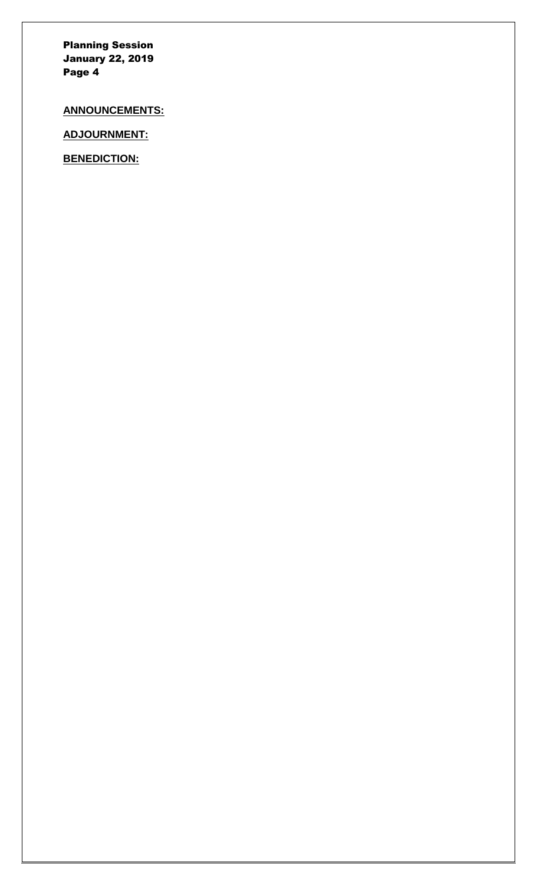**ANNOUNCEMENTS:**

**ADJOURNMENT:**

**BENEDICTION:**